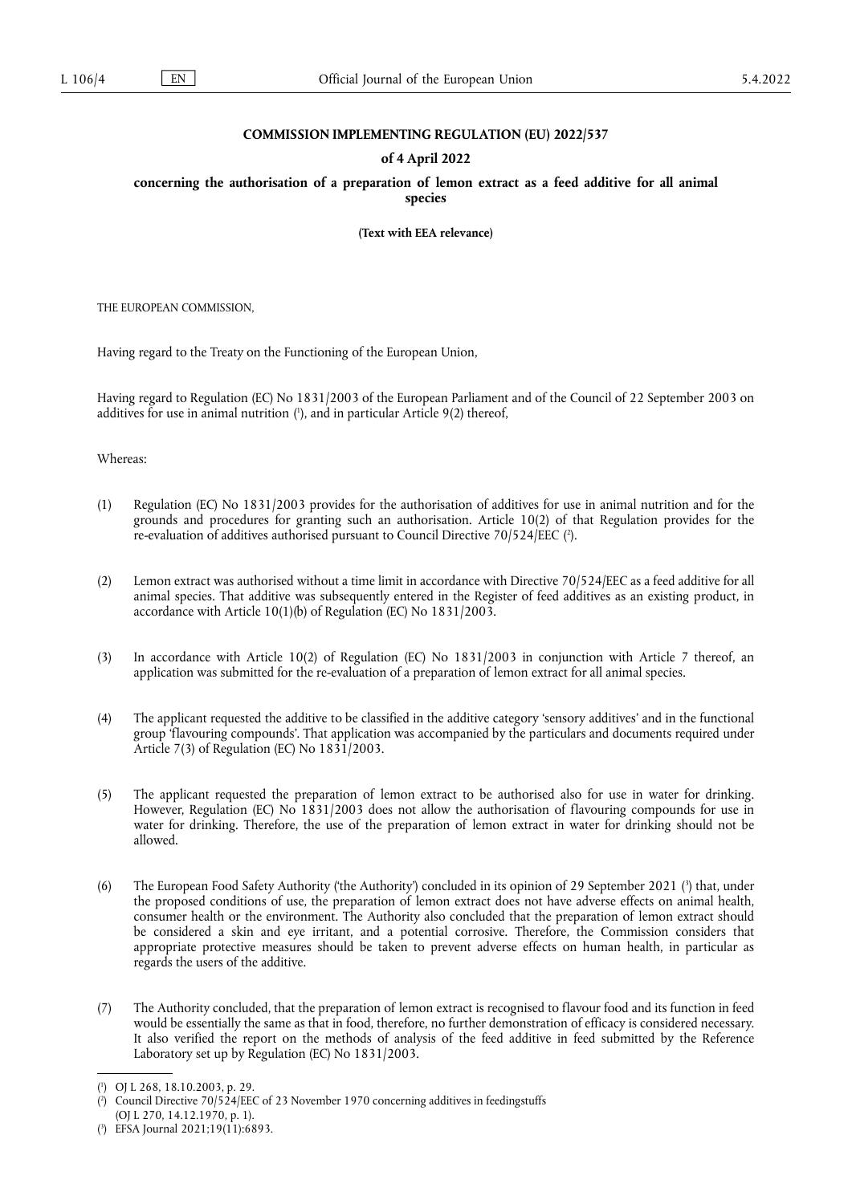**COMMISSION IMPLEMENTING REGULATION (EU) 2022/537**

**of 4 April 2022**

**concerning the authorisation of a preparation of lemon extract as a feed additive for all animal species**

**(Text with EEA relevance)**

THE EUROPEAN COMMISSION,

Having regard to the Treaty on the Functioning of the European Union,

Having regard to Regulation (EC) No 1831/2003 of the European Parliament and of the Council of 22 September 2003 on additives for use in animal nutrition ([1]), and in particular Article 9(2) thereof,

Whereas:

(1) Regulation (EC) No 1831/2003 provides for the authorisation of additives for use in animal nutrition and for the grounds and procedures for granting such an authorisation. Article 10(2) of that Regulation provides for the re-evaluation of additives authorised pursuant to Council Directive 70/524/EEC ([2]).

(2) Lemon extract was authorised without a time limit in accordance with Directive 70/524/EEC as a feed additive for all animal species. That additive was subsequently entered in the Register of feed additives as an existing product, in accordance with Article 10(1)(b) of Regulation (EC) No 1831/2003.

(3) In accordance with Article 10(2) of Regulation (EC) No 1831/2003 in conjunction with Article 7 thereof, an application was submitted for the re-evaluation of a preparation of lemon extract for all animal species.

(4) The applicant requested the additive to be classified in the additive category 'sensory additives' and in the functional group 'flavouring compounds'. That application was accompanied by the particulars and documents required under Article 7(3) of Regulation (EC) No 1831/2003.

(5) The applicant requested the preparation of lemon extract to be authorised also for use in water for drinking. However, Regulation (EC) No 1831/2003 does not allow the authorisation of flavouring compounds for use in water for drinking. Therefore, the use of the preparation of lemon extract in water for drinking should not be allowed.

(6) The European Food Safety Authority ('the Authority') concluded in its opinion of 29 September 2021 ([3]) that, under the proposed conditions of use, the preparation of lemon extract does not have adverse effects on animal health, consumer health or the environment. The Authority also concluded that the preparation of lemon extract should be considered a skin and eye irritant, and a potential corrosive. Therefore, the Commission considers that appropriate protective measures should be taken to prevent adverse effects on human health, in particular as regards the users of the additive.

(7) The Authority concluded, that the preparation of lemon extract is recognised to flavour food and its function in feed would be essentially the same as that in food, therefore, no further demonstration of efficacy is considered necessary. It also verified the report on the methods of analysis of the feed additive in feed submitted by the Reference Laboratory set up by Regulation (EC) No 1831/2003.

---

([1]) OJ L 268, 18.10.2003, p. 29.

([2]) Council Directive 70/524/EEC of 23 November 1970 concerning additives in feedingstuffs (OJ L 270, 14.12.1970, p. 1).

([3]) EFSA Journal 2021;19(11):6893.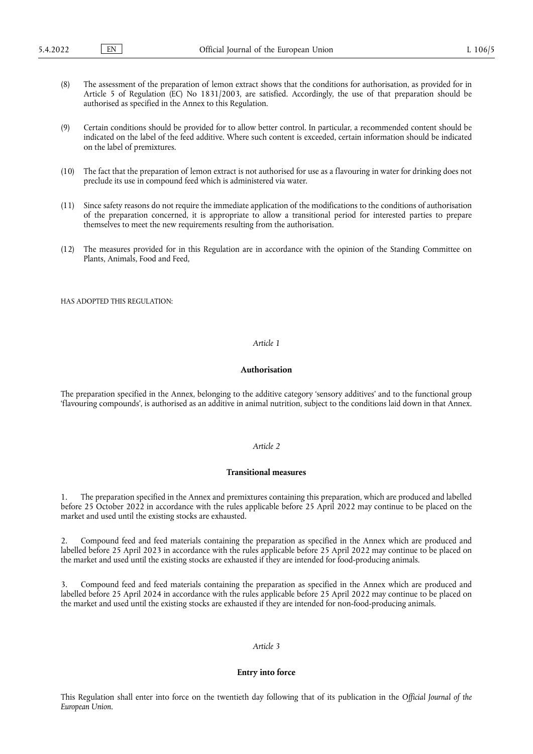(8) The assessment of the preparation of lemon extract shows that the conditions for authorisation, as provided for in Article 5 of Regulation (EC) No 1831/2003, are satisfied. Accordingly, the use of that preparation should be authorised as specified in the Annex to this Regulation.

(9) Certain conditions should be provided for to allow better control. In particular, a recommended content should be indicated on the label of the feed additive. Where such content is exceeded, certain information should be indicated on the label of premixtures.

(10) The fact that the preparation of lemon extract is not authorised for use as a flavouring in water for drinking does not preclude its use in compound feed which is administered via water.

(11) Since safety reasons do not require the immediate application of the modifications to the conditions of authorisation of the preparation concerned, it is appropriate to allow a transitional period for interested parties to prepare themselves to meet the new requirements resulting from the authorisation.

(12) The measures provided for in this Regulation are in accordance with the opinion of the Standing Committee on Plants, Animals, Food and Feed,

HAS ADOPTED THIS REGULATION:

*Article 1*

**Authorisation**

The preparation specified in the Annex, belonging to the additive category 'sensory additives' and to the functional group 'flavouring compounds', is authorised as an additive in animal nutrition, subject to the conditions laid down in that Annex.

*Article 2*

**Transitional measures**

1. The preparation specified in the Annex and premixtures containing this preparation, which are produced and labelled before 25 October 2022 in accordance with the rules applicable before 25 April 2022 may continue to be placed on the market and used until the existing stocks are exhausted.

2. Compound feed and feed materials containing the preparation as specified in the Annex which are produced and labelled before 25 April 2023 in accordance with the rules applicable before 25 April 2022 may continue to be placed on the market and used until the existing stocks are exhausted if they are intended for food-producing animals.

3. Compound feed and feed materials containing the preparation as specified in the Annex which are produced and labelled before 25 April 2024 in accordance with the rules applicable before 25 April 2022 may continue to be placed on the market and used until the existing stocks are exhausted if they are intended for non-food-producing animals.

*Article 3*

**Entry into force**

This Regulation shall enter into force on the twentieth day following that of its publication in the *Official Journal of the European Union*.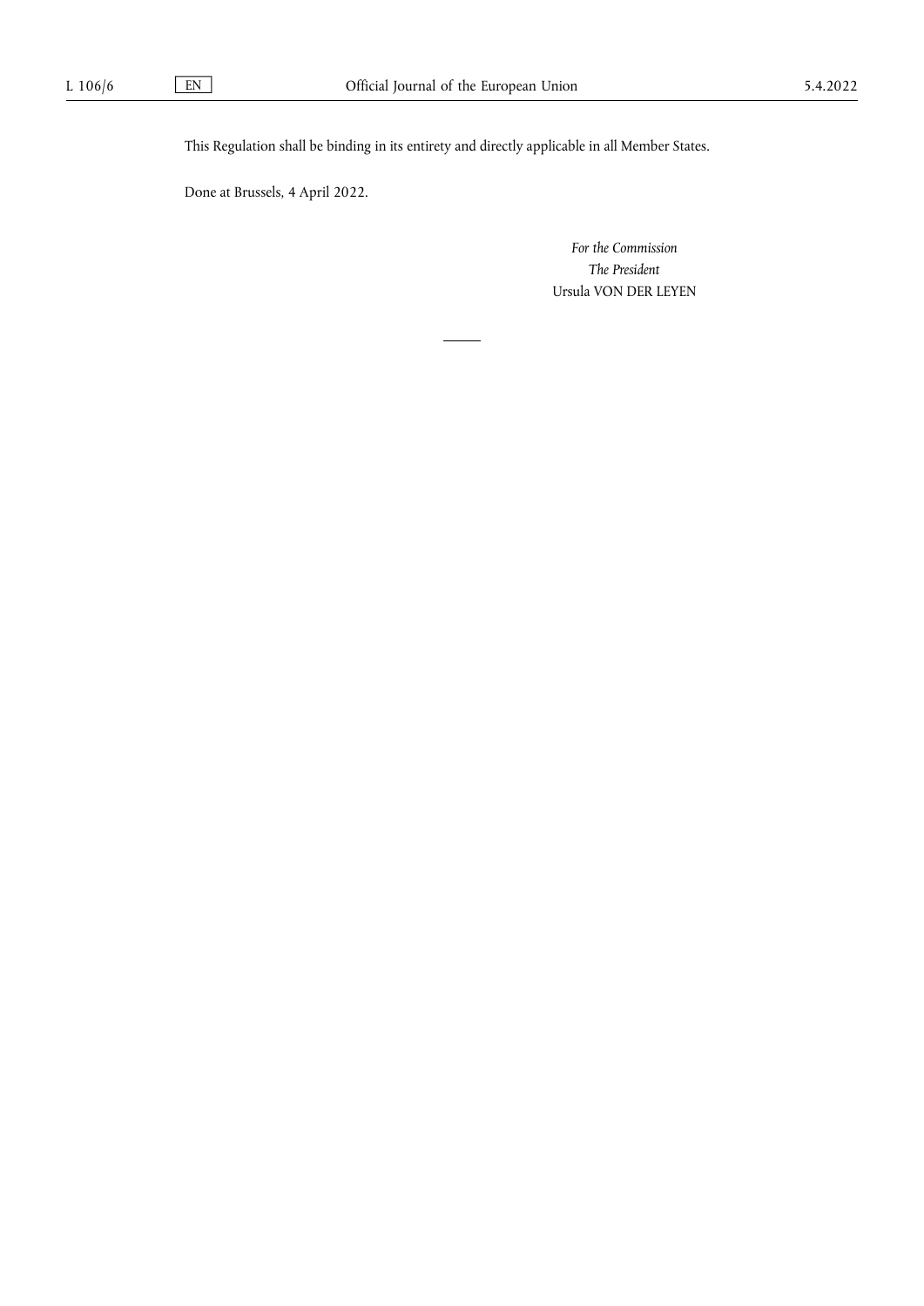This Regulation shall be binding in its entirety and directly applicable in all Member States.

Done at Brussels, 4 April 2022.

*For the Commission*

*The President*

Ursula VON DER LEYEN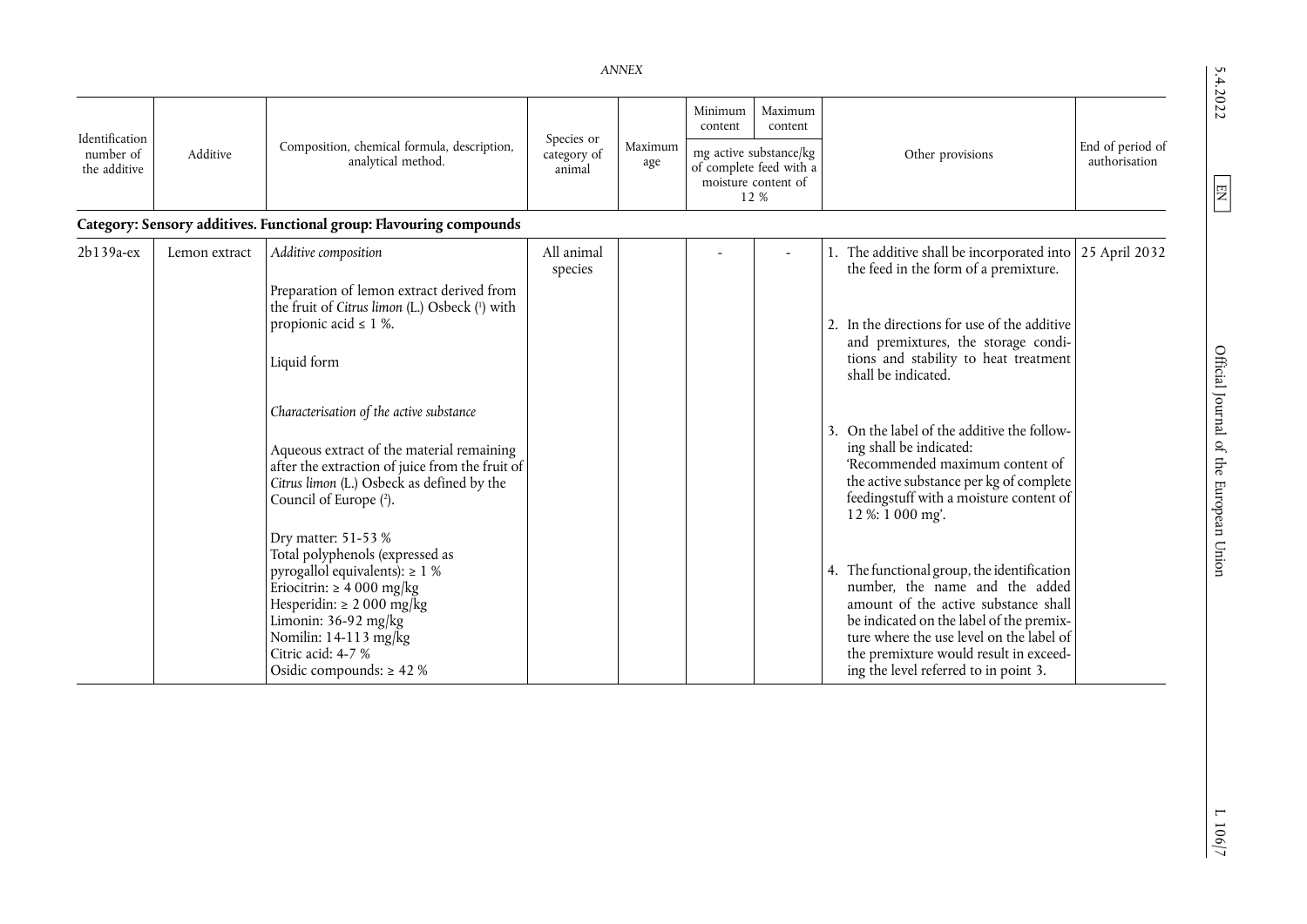*ANNEX*

| Identification number of the additive | Additive | Composition, chemical formula, description, analytical method. | Species or category of animal | Maximum age | Minimum content | Maximum content | Other provisions | End of period of authorisation |
|---|---|---|---|---|---|---|---|---|
| | | | | | mg active substance/kg of complete feed with a moisture content of 12 % | | | |
| **Category: Sensory additives. Functional group: Flavouring compounds** | | | | | | | | |
| 2b139a-ex | Lemon extract | *Additive composition*<br><br>Preparation of lemon extract derived from the fruit of *Citrus limon* (L.) Osbeck ([1]) with propionic acid ≤ 1 %.<br><br>Liquid form<br><br>*Characterisation of the active substance*<br><br>Aqueous extract of the material remaining after the extraction of juice from the fruit of *Citrus limon* (L.) Osbeck as defined by the Council of Europe ([2]).<br><br>Dry matter: 51-53 %<br>Total polyphenols (expressed as pyrogallol equivalents): ≥ 1 %<br>Eriocitrin: ≥ 4 000 mg/kg<br>Hesperidin: ≥ 2 000 mg/kg<br>Limonin: 36-92 mg/kg<br>Nomilin: 14-113 mg/kg<br>Citric acid: 4-7 %<br>Osidic compounds: ≥ 42 % | All animal species | | - | - | 1. The additive shall be incorporated into the feed in the form of a premixture.<br><br>2. In the directions for use of the additive and premixtures, the storage conditions and stability to heat treatment shall be indicated.<br><br>3. On the label of the additive the following shall be indicated:<br>'Recommended maximum content of the active substance per kg of complete feedingstuff with a moisture content of 12 %: 1 000 mg'.<br><br>4. The functional group, the identification number, the name and the added amount of the active substance shall be indicated on the label of the premixture where the use level on the label of the premixture would result in exceeding the level referred to in point 3. | 25 April 2032 |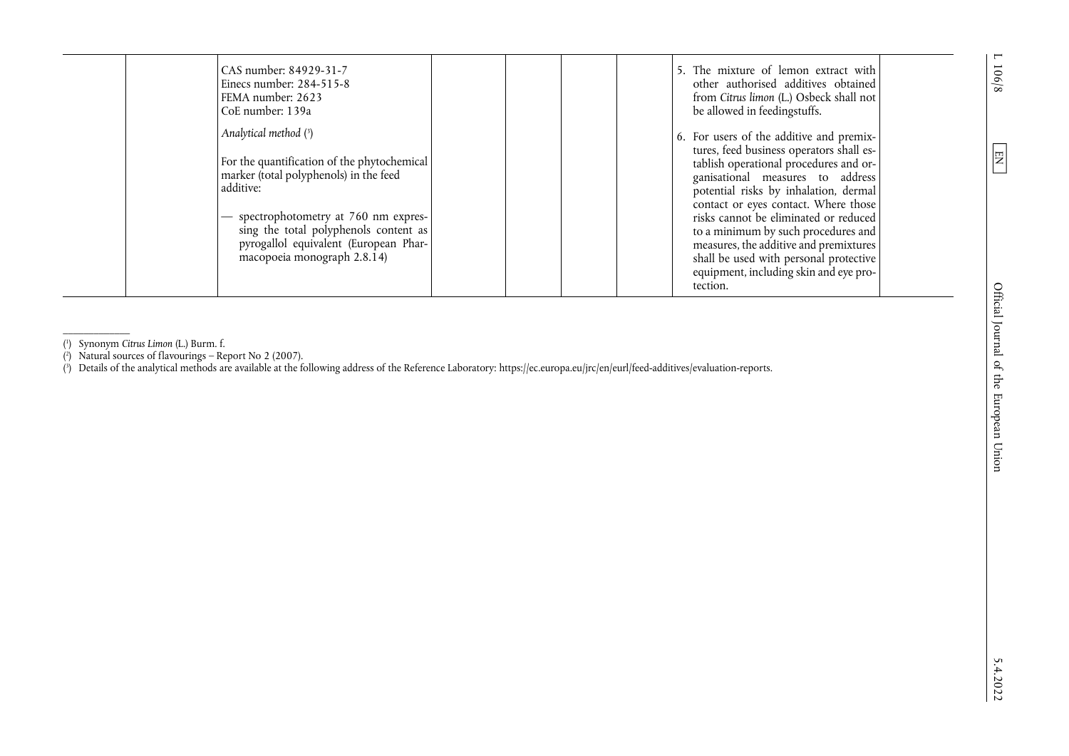| | | | | | | | | |
|---|---|---|---|---|---|---|---|---|
| | | CAS number: 84929-31-7<br>Einecs number: 284-515-8<br>FEMA number: 2623<br>CoE number: 139a<br><br>*Analytical method* (3)<br><br>For the quantification of the phytochemical marker (total polyphenols) in the feed additive:<br><br>— spectrophotometry at 760 nm expressing the total polyphenols content as pyrogallol equivalent (European Pharmacopoeia monograph 2.8.14) | | | | | 5. The mixture of lemon extract with other authorised additives obtained from *Citrus limon* (L.) Osbeck shall not be allowed in feedingstuffs.<br><br>6. For users of the additive and premixtures, feed business operators shall establish operational procedures and organisational measures to address potential risks by inhalation, dermal contact or eyes contact. Where those risks cannot be eliminated or reduced to a minimum by such procedures and measures, the additive and premixtures shall be used with personal protective equipment, including skin and eye protection. | |

(1) Synonym *Citrus Limon* (L.) Burm. f.

(2) Natural sources of flavourings – Report No 2 (2007).

(3) Details of the analytical methods are available at the following address of the Reference Laboratory: https://ec.europa.eu/jrc/en/eurl/feed-additives/evaluation-reports.